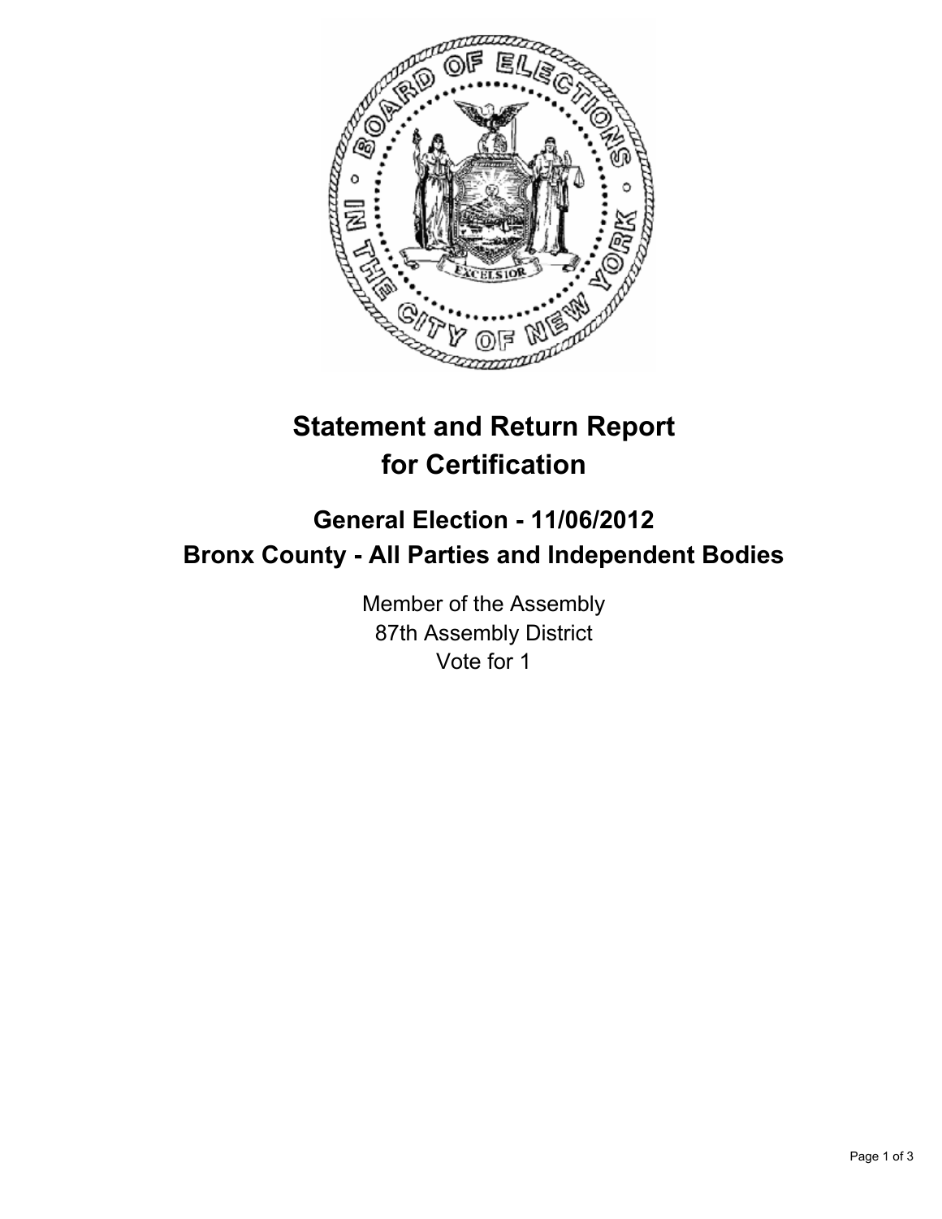# Statement and Return Report for Certification

## General Election - 11/06/2012
## Bronx County - All Parties and Independent Bodies

Member of the Assembly
87th Assembly District
Vote for 1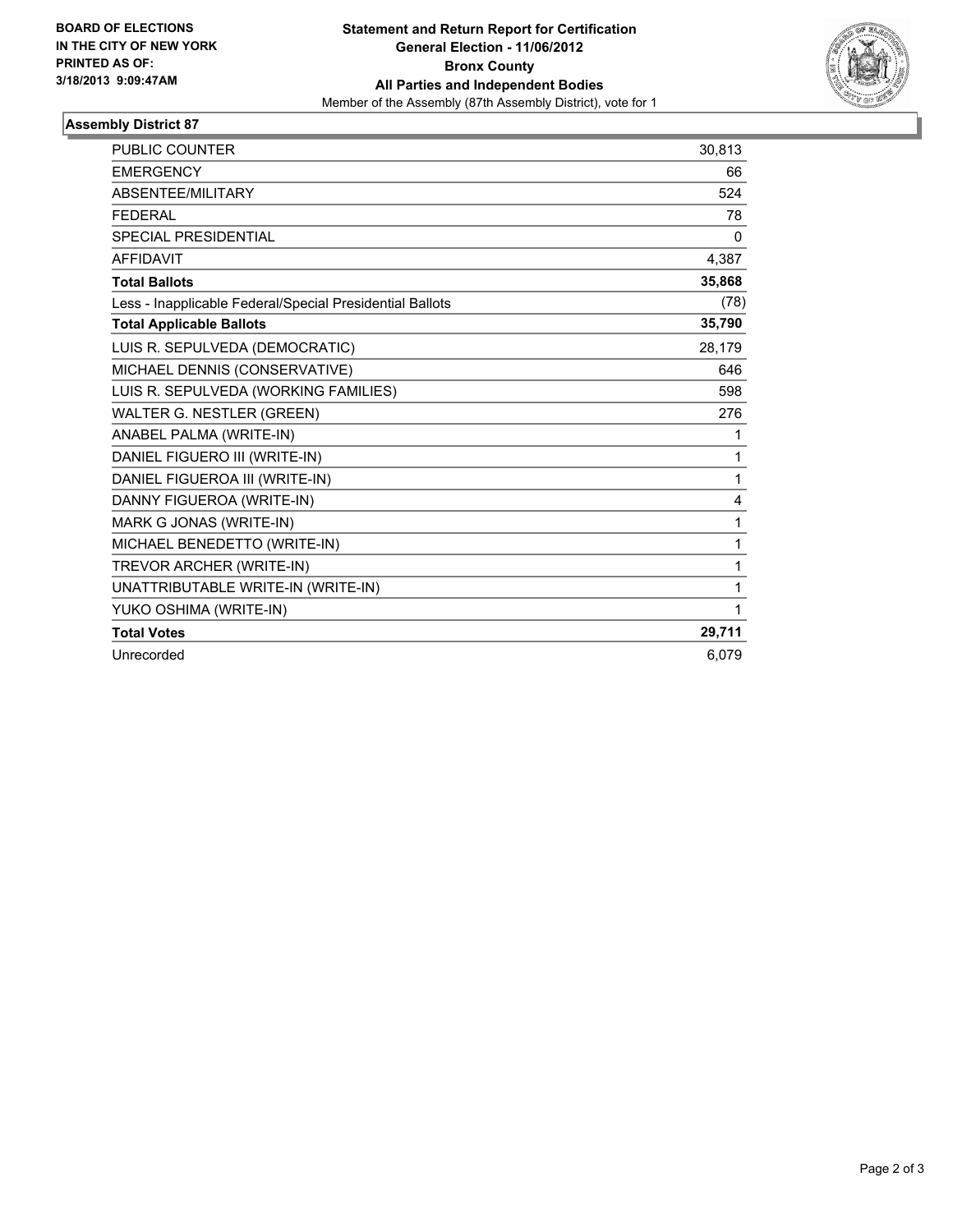**BOARD OF ELECTIONS IN THE CITY OF NEW YORK PRINTED AS OF: 3/18/2013 9:09:47AM**

**Statement and Return Report for Certification**
**General Election - 11/06/2012**
**Bronx County**
**All Parties and Independent Bodies**
Member of the Assembly (87th Assembly District), vote for 1

### Assembly District 87

| | |
|---|---|
| PUBLIC COUNTER | 30,813 |
| EMERGENCY | 66 |
| ABSENTEE/MILITARY | 524 |
| FEDERAL | 78 |
| SPECIAL PRESIDENTIAL | 0 |
| AFFIDAVIT | 4,387 |
| **Total Ballots** | **35,868** |
| Less - Inapplicable Federal/Special Presidential Ballots | (78) |
| **Total Applicable Ballots** | **35,790** |
| LUIS R. SEPULVEDA (DEMOCRATIC) | 28,179 |
| MICHAEL DENNIS (CONSERVATIVE) | 646 |
| LUIS R. SEPULVEDA (WORKING FAMILIES) | 598 |
| WALTER G. NESTLER (GREEN) | 276 |
| ANABEL PALMA (WRITE-IN) | 1 |
| DANIEL FIGUERO III (WRITE-IN) | 1 |
| DANIEL FIGUEROA III (WRITE-IN) | 1 |
| DANNY FIGUEROA (WRITE-IN) | 4 |
| MARK G JONAS (WRITE-IN) | 1 |
| MICHAEL BENEDETTO (WRITE-IN) | 1 |
| TREVOR ARCHER (WRITE-IN) | 1 |
| UNATTRIBUTABLE WRITE-IN (WRITE-IN) | 1 |
| YUKO OSHIMA (WRITE-IN) | 1 |
| **Total Votes** | **29,711** |
| Unrecorded | 6,079 |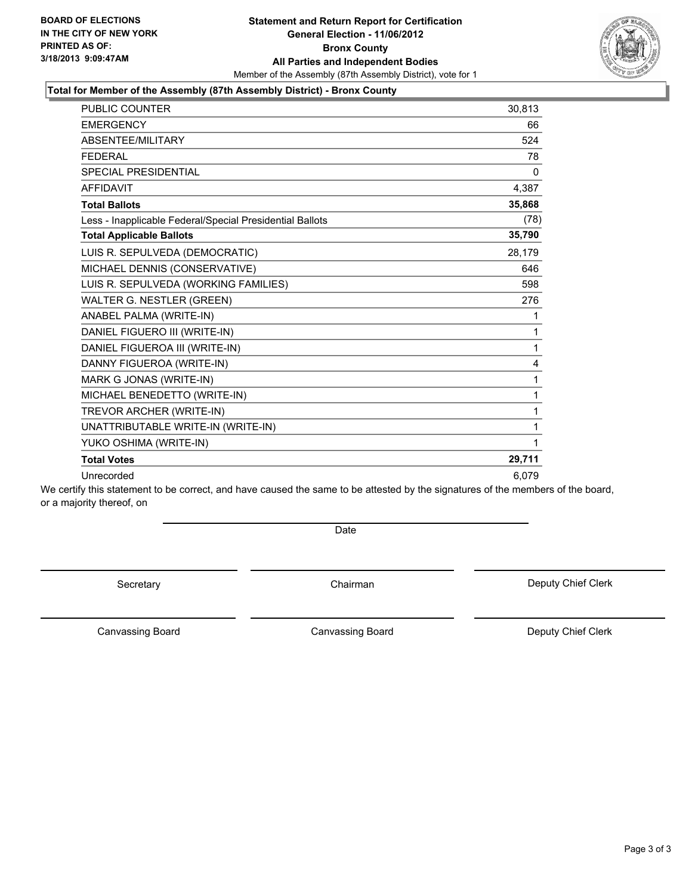**BOARD OF ELECTIONS IN THE CITY OF NEW YORK PRINTED AS OF: 3/18/2013 9:09:47AM**

**Statement and Return Report for Certification**
**General Election - 11/06/2012**
**Bronx County**
**All Parties and Independent Bodies**
Member of the Assembly (87th Assembly District), vote for 1

**Total for Member of the Assembly (87th Assembly District) - Bronx County**

| | |
|---|---|
| PUBLIC COUNTER | 30,813 |
| EMERGENCY | 66 |
| ABSENTEE/MILITARY | 524 |
| FEDERAL | 78 |
| SPECIAL PRESIDENTIAL | 0 |
| AFFIDAVIT | 4,387 |
| **Total Ballots** | **35,868** |
| Less - Inapplicable Federal/Special Presidential Ballots | (78) |
| **Total Applicable Ballots** | **35,790** |
| LUIS R. SEPULVEDA (DEMOCRATIC) | 28,179 |
| MICHAEL DENNIS (CONSERVATIVE) | 646 |
| LUIS R. SEPULVEDA (WORKING FAMILIES) | 598 |
| WALTER G. NESTLER (GREEN) | 276 |
| ANABEL PALMA (WRITE-IN) | 1 |
| DANIEL FIGUERO III (WRITE-IN) | 1 |
| DANIEL FIGUEROA III (WRITE-IN) | 1 |
| DANNY FIGUEROA (WRITE-IN) | 4 |
| MARK G JONAS (WRITE-IN) | 1 |
| MICHAEL BENEDETTO (WRITE-IN) | 1 |
| TREVOR ARCHER (WRITE-IN) | 1 |
| UNATTRIBUTABLE WRITE-IN (WRITE-IN) | 1 |
| YUKO OSHIMA (WRITE-IN) | 1 |
| **Total Votes** | **29,711** |
| Unrecorded | 6,079 |

We certify this statement to be correct, and have caused the same to be attested by the signatures of the members of the board, or a majority thereof, on

Date

Secretary

Chairman

Deputy Chief Clerk

Canvassing Board

Canvassing Board

Deputy Chief Clerk